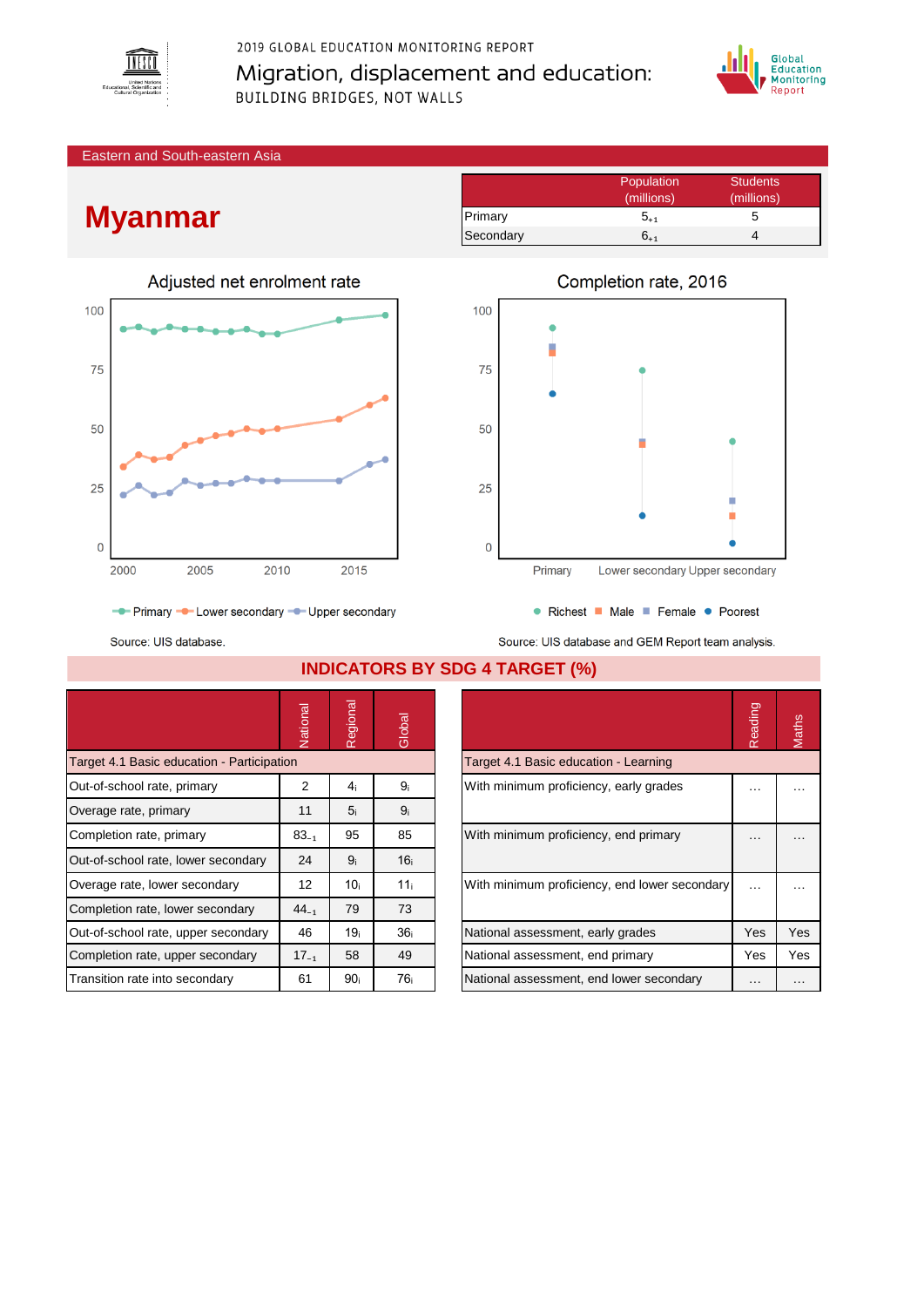2019 GLOBAL EDUCATION MONITORING REPORT

# Migration, displacement and education: BUILDING BRIDGES, NOT WALLS

Eastern and South-eastern Asia

# Myanmar

| | Population (millions) | Students (millions) |
|---|---|---|
| Primary | $5_{+1}$ | 5 |
| Secondary | $6_{+1}$ | 4 |

**Adjusted net enrolment rate**

Primary, Lower secondary, Upper secondary

Source: UIS database.

**Completion rate, 2016**

Richest, Male, Female, Poorest

Source: UIS database and GEM Report team analysis.

## INDICATORS BY SDG 4 TARGET (%)

| | National | Regional | Global |
|---|---|---|---|
| **Target 4.1 Basic education - Participation** | | | |
| Out-of-school rate, primary | 2 | $4_i$ | $9_i$ |
| Overage rate, primary | 11 | $5_i$ | $9_i$ |
| Completion rate, primary | $83_{-1}$ | 95 | 85 |
| Out-of-school rate, lower secondary | 24 | $9_i$ | $16_i$ |
| Overage rate, lower secondary | 12 | $10_i$ | $11_i$ |
| Completion rate, lower secondary | $44_{-1}$ | 79 | 73 |
| Out-of-school rate, upper secondary | 46 | $19_i$ | $36_i$ |
| Completion rate, upper secondary | $17_{-1}$ | 58 | 49 |
| Transition rate into secondary | 61 | $90_i$ | $76_i$ |

| | Reading | Maths |
|---|---|---|
| **Target 4.1 Basic education - Learning** | | |
| With minimum proficiency, early grades | … | … |
| With minimum proficiency, end primary | … | … |
| With minimum proficiency, end lower secondary | … | … |
| National assessment, early grades | Yes | Yes |
| National assessment, end primary | Yes | Yes |
| National assessment, end lower secondary | … | … |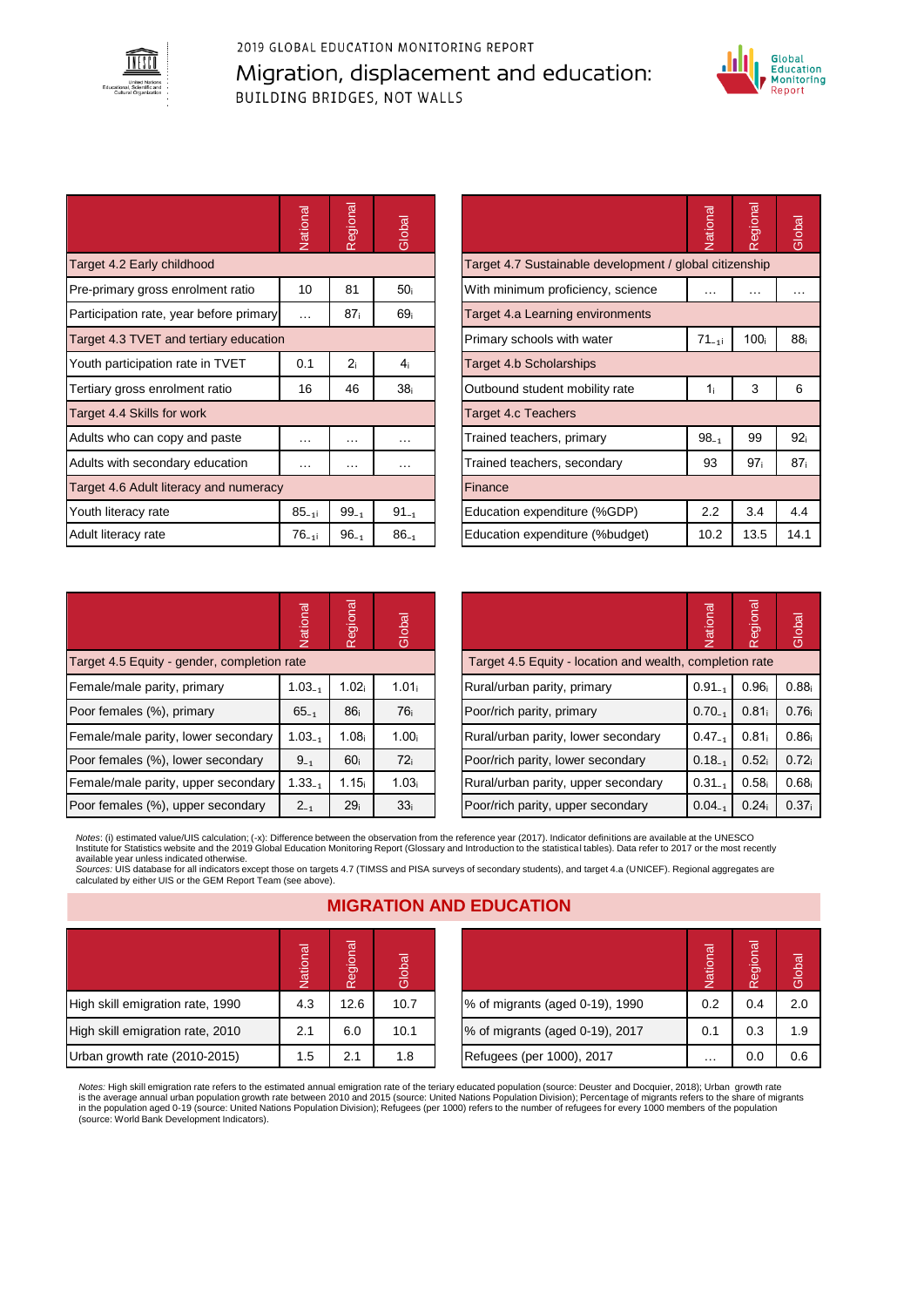| | National | Regional | Global |
|---|---|---|---|
| Target 4.2 Early childhood | | | |
| Pre-primary gross enrolment ratio | 10 | 81 | $50_i$ |
| Participation rate, year before primary | … | $87_i$ | $69_i$ |
| Target 4.3 TVET and tertiary education | | | |
| Youth participation rate in TVET | 0.1 | $2_i$ | $4_i$ |
| Tertiary gross enrolment ratio | 16 | 46 | $38_i$ |
| Target 4.4 Skills for work | | | |
| Adults who can copy and paste | … | … | … |
| Adults with secondary education | … | … | … |
| Target 4.6 Adult literacy and numeracy | | | |
| Youth literacy rate | $85_{-1i}$ | $99_{-1}$ | $91_{-1}$ |
| Adult literacy rate | $76_{-1i}$ | $96_{-1}$ | $86_{-1}$ |

| | National | Regional | Global |
|---|---|---|---|
| Target 4.7 Sustainable development / global citizenship | | | |
| With minimum proficiency, science | … | … | … |
| Target 4.a Learning environments | | | |
| Primary schools with water | $71_{-1i}$ | $100_i$ | $88_i$ |
| Target 4.b Scholarships | | | |
| Outbound student mobility rate | $1_i$ | 3 | 6 |
| Target 4.c Teachers | | | |
| Trained teachers, primary | $98_{-1}$ | 99 | $92_i$ |
| Trained teachers, secondary | 93 | $97_i$ | $87_i$ |
| Finance | | | |
| Education expenditure (%GDP) | 2.2 | 3.4 | 4.4 |
| Education expenditure (%budget) | 10.2 | 13.5 | 14.1 |

| | National | Regional | Global |
|---|---|---|---|
| Target 4.5 Equity - gender, completion rate | | | |
| Female/male parity, primary | $1.03_{-1}$ | $1.02_i$ | $1.01_i$ |
| Poor females (%), primary | $65_{-1}$ | $86_i$ | $76_i$ |
| Female/male parity, lower secondary | $1.03_{-1}$ | $1.08_i$ | $1.00_i$ |
| Poor females (%), lower secondary | $9_{-1}$ | $60_i$ | $72_i$ |
| Female/male parity, upper secondary | $1.33_{-1}$ | $1.15_i$ | $1.03_i$ |
| Poor females (%), upper secondary | $2_{-1}$ | $29_i$ | $33_i$ |

| | National | Regional | Global |
|---|---|---|---|
| Target 4.5 Equity - location and wealth, completion rate | | | |
| Rural/urban parity, primary | $0.91_{-1}$ | $0.96_i$ | $0.88_i$ |
| Poor/rich parity, primary | $0.70_{-1}$ | $0.81_i$ | $0.76_i$ |
| Rural/urban parity, lower secondary | $0.47_{-1}$ | $0.81_i$ | $0.86_i$ |
| Poor/rich parity, lower secondary | $0.18_{-1}$ | $0.52_i$ | $0.72_i$ |
| Rural/urban parity, upper secondary | $0.31_{-1}$ | $0.58_i$ | $0.68_i$ |
| Poor/rich parity, upper secondary | $0.04_{-1}$ | $0.24_i$ | $0.37_i$ |

*Notes*: (i) estimated value/UIS calculation; (-x): Difference between the observation from the reference year (2017). Indicator definitions are available at the UNESCO Institute for Statistics website and the 2019 Global Education Monitoring Report (Glossary and Introduction to the statistical tables). Data refer to 2017 or the most recently available year unless indicated otherwise.
*Sources*: UIS database for all indicators except those on targets 4.7 (TIMSS and PISA surveys of secondary students), and target 4.a (UNICEF). Regional aggregates are calculated by either UIS or the GEM Report Team (see above).

## MIGRATION AND EDUCATION

| | National | Regional | Global |
|---|---|---|---|
| High skill emigration rate, 1990 | 4.3 | 12.6 | 10.7 |
| High skill emigration rate, 2010 | 2.1 | 6.0 | 10.1 |
| Urban growth rate (2010-2015) | 1.5 | 2.1 | 1.8 |

| | National | Regional | Global |
|---|---|---|---|
| % of migrants (aged 0-19), 1990 | 0.2 | 0.4 | 2.0 |
| % of migrants (aged 0-19), 2017 | 0.1 | 0.3 | 1.9 |
| Refugees (per 1000), 2017 | … | 0.0 | 0.6 |

*Notes:* High skill emigration rate refers to the estimated annual emigration rate of the teriary educated population (source: Deuster and Docquier, 2018); Urban growth rate is the average annual urban population growth rate between 2010 and 2015 (source: United Nations Population Division); Percentage of migrants refers to the share of migrants in the population aged 0-19 (source: United Nations Population Division); Refugees (per 1000) refers to the number of refugees for every 1000 members of the population (source: World Bank Development Indicators).